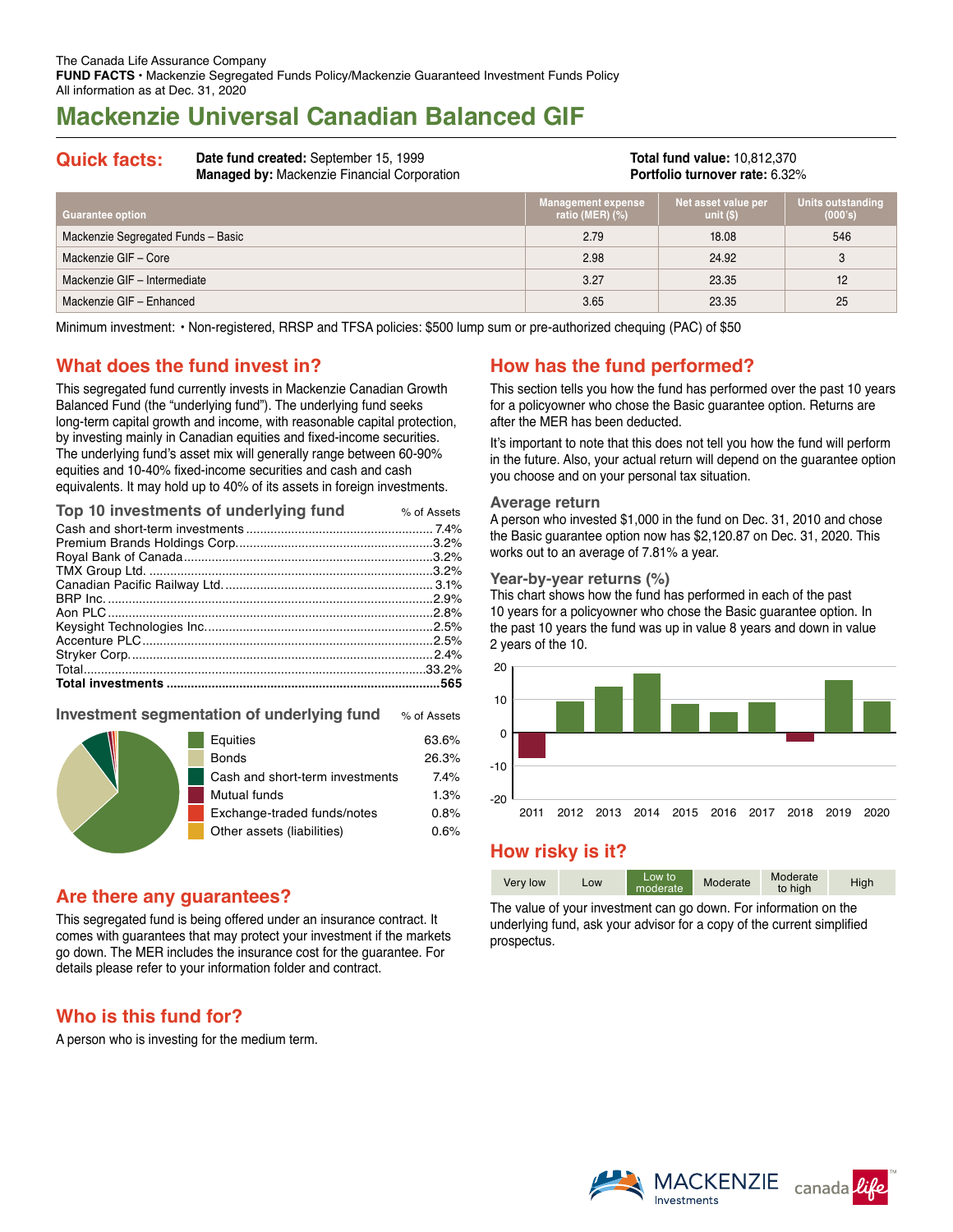The Canada Life Assurance Company
**FUND FACTS** • Mackenzie Segregated Funds Policy/Mackenzie Guaranteed Investment Funds Policy
All information as at Dec. 31, 2020

# Mackenzie Universal Canadian Balanced GIF

## Quick facts:

**Date fund created:** September 15, 1999
**Managed by:** Mackenzie Financial Corporation

**Total fund value:** 10,812,370
**Portfolio turnover rate:** 6.32%

| Guarantee option | Management expense ratio (MER) (%) | Net asset value per unit ($) | Units outstanding (000's) |
|---|---|---|---|
| Mackenzie Segregated Funds – Basic | 2.79 | 18.08 | 546 |
| Mackenzie GIF – Core | 2.98 | 24.92 | 3 |
| Mackenzie GIF – Intermediate | 3.27 | 23.35 | 12 |
| Mackenzie GIF – Enhanced | 3.65 | 23.35 | 25 |

Minimum investment: • Non-registered, RRSP and TFSA policies: $500 lump sum or pre-authorized chequing (PAC) of $50

## What does the fund invest in?

This segregated fund currently invests in Mackenzie Canadian Growth Balanced Fund (the "underlying fund"). The underlying fund seeks long-term capital growth and income, with reasonable capital protection, by investing mainly in Canadian equities and fixed-income securities. The underlying fund's asset mix will generally range between 60-90% equities and 10-40% fixed-income securities and cash and cash equivalents. It may hold up to 40% of its assets in foreign investments.

### Top 10 investments of underlying fund

| | % of Assets |
|---|---|
| Cash and short-term investments | 7.4% |
| Premium Brands Holdings Corp. | 3.2% |
| Royal Bank of Canada | 3.2% |
| TMX Group Ltd. | 3.2% |
| Canadian Pacific Railway Ltd. | 3.1% |
| BRP Inc. | 2.9% |
| Aon PLC | 2.8% |
| Keysight Technologies Inc. | 2.5% |
| Accenture PLC | 2.5% |
| Stryker Corp. | 2.4% |
| Total | 33.2% |
| **Total investments** | **565** |

### Investment segmentation of underlying fund

| | % of Assets |
|---|---|
| Equities | 63.6% |
| Bonds | 26.3% |
| Cash and short-term investments | 7.4% |
| Mutual funds | 1.3% |
| Exchange-traded funds/notes | 0.8% |
| Other assets (liabilities) | 0.6% |

## Are there any guarantees?

This segregated fund is being offered under an insurance contract. It comes with guarantees that may protect your investment if the markets go down. The MER includes the insurance cost for the guarantee. For details please refer to your information folder and contract.

## Who is this fund for?

A person who is investing for the medium term.

## How has the fund performed?

This section tells you how the fund has performed over the past 10 years for a policyowner who chose the Basic guarantee option. Returns are after the MER has been deducted.

It's important to note that this does not tell you how the fund will perform in the future. Also, your actual return will depend on the guarantee option you choose and on your personal tax situation.

### Average return

A person who invested $1,000 in the fund on Dec. 31, 2010 and chose the Basic guarantee option now has $2,120.87 on Dec. 31, 2020. This works out to an average of 7.81% a year.

### Year-by-year returns (%)

This chart shows how the fund has performed in each of the past 10 years for a policyowner who chose the Basic guarantee option. In the past 10 years the fund was up in value 8 years and down in value 2 years of the 10.

## How risky is it?

Very low | Low | **Low to moderate** | Moderate | Moderate to high | High

The value of your investment can go down. For information on the underlying fund, ask your advisor for a copy of the current simplified prospectus.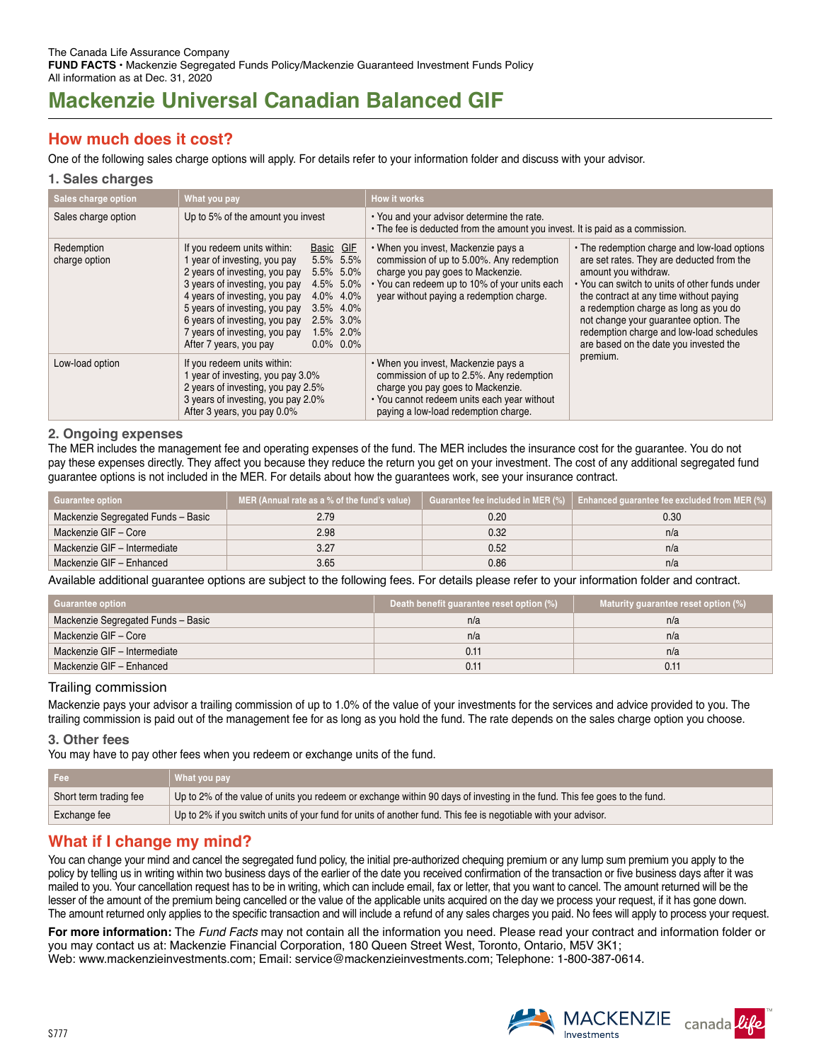The Canada Life Assurance Company
**FUND FACTS** • Mackenzie Segregated Funds Policy/Mackenzie Guaranteed Investment Funds Policy
All information as at Dec. 31, 2020

# Mackenzie Universal Canadian Balanced GIF

## How much does it cost?

One of the following sales charge options will apply. For details refer to your information folder and discuss with your advisor.

### 1. Sales charges

| Sales charge option | What you pay | How it works | |
|---|---|---|---|
| Sales charge option | Up to 5% of the amount you invest | • You and your advisor determine the rate.<br>• The fee is deducted from the amount you invest. It is paid as a commission. | |
| Redemption charge option | If you redeem units within: Basic GIF<br>1 year of investing, you pay 5.5% 5.5%<br>2 years of investing, you pay 5.5% 5.0%<br>3 years of investing, you pay 4.5% 5.0%<br>4 years of investing, you pay 4.0% 4.0%<br>5 years of investing, you pay 3.5% 4.0%<br>6 years of investing, you pay 2.5% 3.0%<br>7 years of investing, you pay 1.5% 2.0%<br>After 7 years, you pay 0.0% 0.0% | • When you invest, Mackenzie pays a commission of up to 5.00%. Any redemption charge you pay goes to Mackenzie.<br>• You can redeem up to 10% of your units each year without paying a redemption charge. | • The redemption charge and low-load options are set rates. They are deducted from the amount you withdraw.<br>• You can switch to units of other funds under the contract at any time without paying a redemption charge as long as you do not change your guarantee option. The redemption charge and low-load schedules are based on the date you invested the premium. |
| Low-load option | If you redeem units within:<br>1 year of investing, you pay 3.0%<br>2 years of investing, you pay 2.5%<br>3 years of investing, you pay 2.0%<br>After 3 years, you pay 0.0% | • When you invest, Mackenzie pays a commission of up to 2.5%. Any redemption charge you pay goes to Mackenzie.<br>• You cannot redeem units each year without paying a low-load redemption charge. | |

### 2. Ongoing expenses

The MER includes the management fee and operating expenses of the fund. The MER includes the insurance cost for the guarantee. You do not pay these expenses directly. They affect you because they reduce the return you get on your investment. The cost of any additional segregated fund guarantee options is not included in the MER. For details about how the guarantees work, see your insurance contract.

| Guarantee option | MER (Annual rate as a % of the fund's value) | Guarantee fee included in MER (%) | Enhanced guarantee fee excluded from MER (%) |
|---|---|---|---|
| Mackenzie Segregated Funds – Basic | 2.79 | 0.20 | 0.30 |
| Mackenzie GIF – Core | 2.98 | 0.32 | n/a |
| Mackenzie GIF – Intermediate | 3.27 | 0.52 | n/a |
| Mackenzie GIF – Enhanced | 3.65 | 0.86 | n/a |

Available additional guarantee options are subject to the following fees. For details please refer to your information folder and contract.

| Guarantee option | Death benefit guarantee reset option (%) | Maturity guarantee reset option (%) |
|---|---|---|
| Mackenzie Segregated Funds – Basic | n/a | n/a |
| Mackenzie GIF – Core | n/a | n/a |
| Mackenzie GIF – Intermediate | 0.11 | n/a |
| Mackenzie GIF – Enhanced | 0.11 | 0.11 |

### Trailing commission

Mackenzie pays your advisor a trailing commission of up to 1.0% of the value of your investments for the services and advice provided to you. The trailing commission is paid out of the management fee for as long as you hold the fund. The rate depends on the sales charge option you choose.

### 3. Other fees

You may have to pay other fees when you redeem or exchange units of the fund.

| Fee | What you pay |
|---|---|
| Short term trading fee | Up to 2% of the value of units you redeem or exchange within 90 days of investing in the fund. This fee goes to the fund. |
| Exchange fee | Up to 2% if you switch units of your fund for units of another fund. This fee is negotiable with your advisor. |

## What if I change my mind?

You can change your mind and cancel the segregated fund policy, the initial pre-authorized chequing premium or any lump sum premium you apply to the policy by telling us in writing within two business days of the earlier of the date you received confirmation of the transaction or five business days after it was mailed to you. Your cancellation request has to be in writing, which can include email, fax or letter, that you want to cancel. The amount returned will be the lesser of the amount of the premium being cancelled or the value of the applicable units acquired on the day we process your request, if it has gone down. The amount returned only applies to the specific transaction and will include a refund of any sales charges you paid. No fees will apply to process your request.

**For more information:** The *Fund Facts* may not contain all the information you need. Please read your contract and information folder or you may contact us at: Mackenzie Financial Corporation, 180 Queen Street West, Toronto, Ontario, M5V 3K1;
Web: www.mackenzieinvestments.com; Email: service@mackenzieinvestments.com; Telephone: 1-800-387-0614.

S777